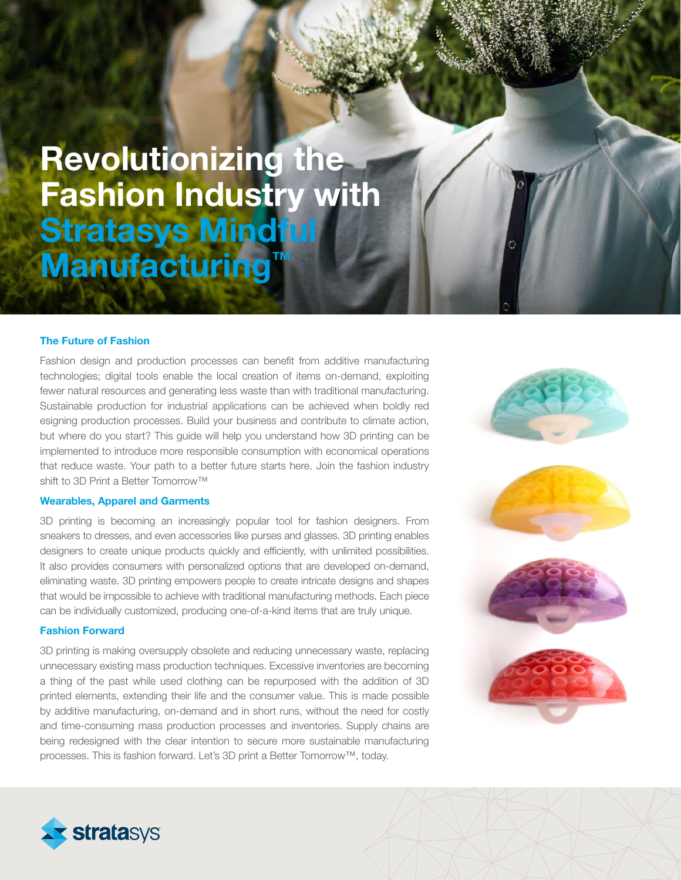# Revolutionizing the Fashion Industry with Stratasys Mindful Manufacturing™

### The Future of Fashion

Fashion design and production processes can benefit from additive manufacturing technologies; digital tools enable the local creation of items on-demand, exploiting fewer natural resources and generating less waste than with traditional manufacturing. Sustainable production for industrial applications can be achieved when boldly red esigning production processes. Build your business and contribute to climate action, but where do you start? This guide will help you understand how 3D printing can be implemented to introduce more responsible consumption with economical operations that reduce waste. Your path to a better future starts here. Join the fashion industry shift to 3D Print a Better Tomorrow™

### Wearables, Apparel and Garments

3D printing is becoming an increasingly popular tool for fashion designers. From sneakers to dresses, and even accessories like purses and glasses. 3D printing enables designers to create unique products quickly and efficiently, with unlimited possibilities. It also provides consumers with personalized options that are developed on-demand, eliminating waste. 3D printing empowers people to create intricate designs and shapes that would be impossible to achieve with traditional manufacturing methods. Each piece can be individually customized, producing one-of-a-kind items that are truly unique.

### Fashion Forward

3D printing is making oversupply obsolete and reducing unnecessary waste, replacing unnecessary existing mass production techniques. Excessive inventories are becoming a thing of the past while used clothing can be repurposed with the addition of 3D printed elements, extending their life and the consumer value. This is made possible by additive manufacturing, on-demand and in short runs, without the need for costly and time-consuming mass production processes and inventories. Supply chains are being redesigned with the clear intention to secure more sustainable manufacturing processes. This is fashion forward. Let's 3D print a Better Tomorrow™, today.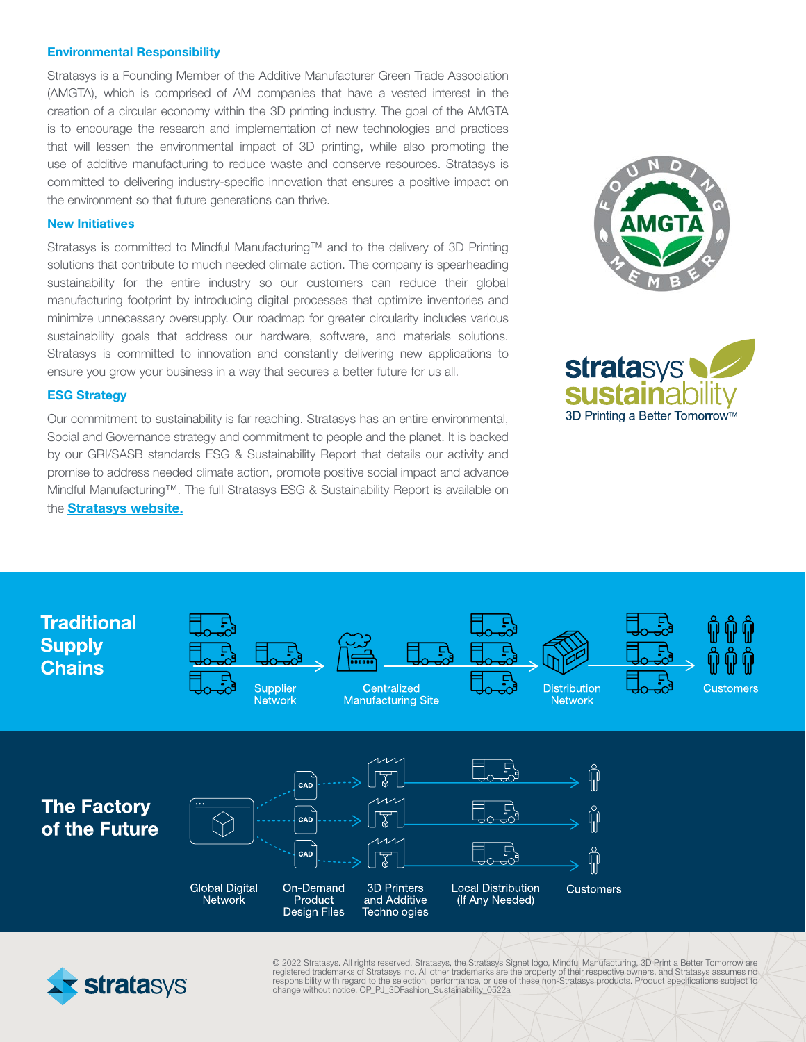### Environmental Responsibility

Stratasys is a Founding Member of the Additive Manufacturer Green Trade Association (AMGTA), which is comprised of AM companies that have a vested interest in the creation of a circular economy within the 3D printing industry. The goal of the AMGTA is to encourage the research and implementation of new technologies and practices that will lessen the environmental impact of 3D printing, while also promoting the use of additive manufacturing to reduce waste and conserve resources. Stratasys is committed to delivering industry-specific innovation that ensures a positive impact on the environment so that future generations can thrive.

### New Initiatives

Stratasys is committed to Mindful Manufacturing™ and to the delivery of 3D Printing solutions that contribute to much needed climate action. The company is spearheading sustainability for the entire industry so our customers can reduce their global manufacturing footprint by introducing digital processes that optimize inventories and minimize unnecessary oversupply. Our roadmap for greater circularity includes various sustainability goals that address our hardware, software, and materials solutions. Stratasys is committed to innovation and constantly delivering new applications to ensure you grow your business in a way that secures a better future for us all.

### ESG Strategy

Our commitment to sustainability is far reaching. Stratasys has an entire environmental, Social and Governance strategy and commitment to people and the planet. It is backed by our GRI/SASB standards ESG & Sustainability Report that details our activity and promise to address needed climate action, promote positive social impact and advance Mindful Manufacturing™. The full Stratasys ESG & Sustainability Report is available on the **Stratasys website.**

FOUNDING AMGTA MEMBER

stratasys sustainability
3D Printing a Better Tomorrow™

## Traditional Supply Chains

Supplier Network
Centralized Manufacturing Site
Distribution Network
Customers

## The Factory of the Future

Global Digital Network
CAD
On-Demand Product Design Files
3D Printers and Additive Technologies
Local Distribution (If Any Needed)
Customers

stratasys

© 2022 Stratasys. All rights reserved. Stratasys, the Stratasys Signet logo, Mindful Manufacturing, 3D Print a Better Tomorrow are registered trademarks of Stratasys Inc. All other trademarks are the property of their respective owners, and Stratasys assumes no responsibility with regard to the selection, performance, or use of these non-Stratasys products. Product specifications subject to change without notice. OP_PJ_3DFashion_Sustainability_0522a